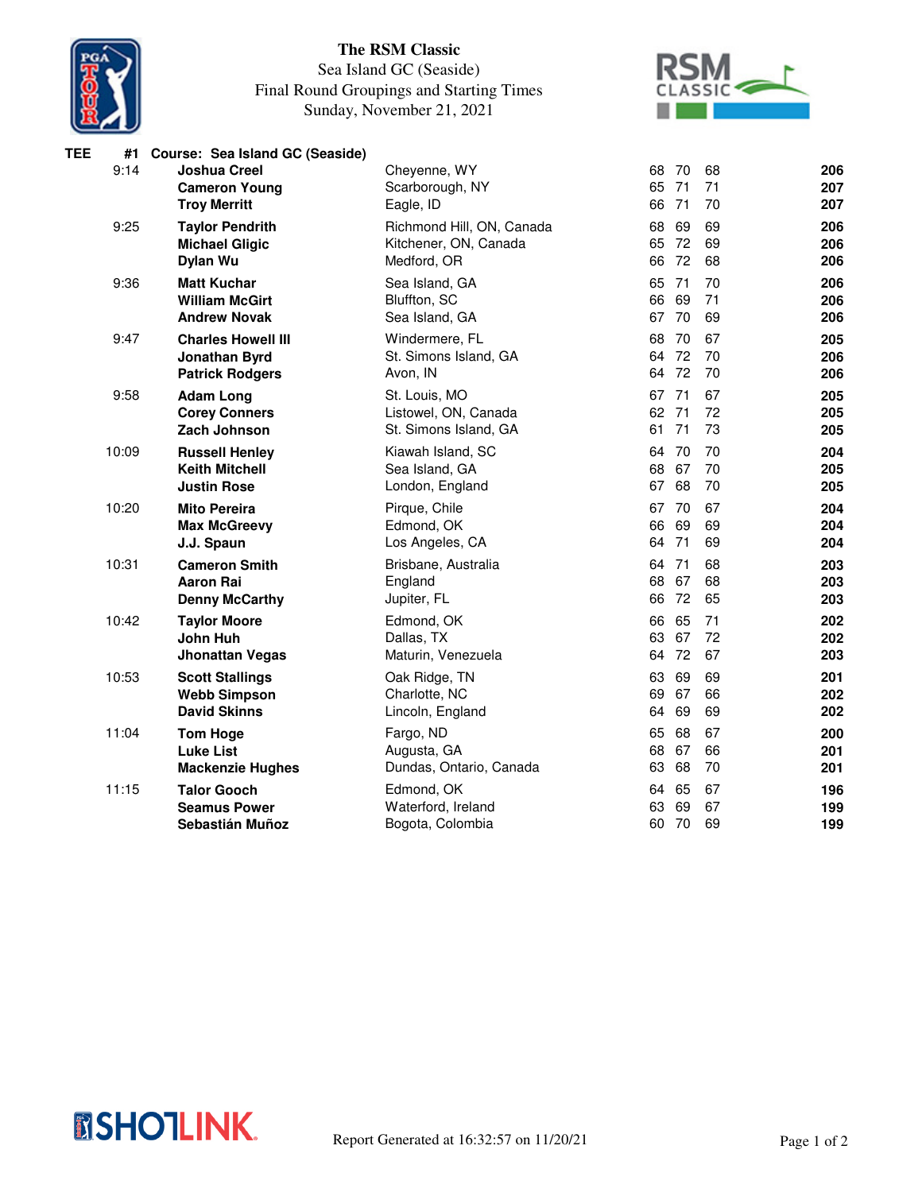# The RSM Classic

Sea Island GC (Seaside)
Final Round Groupings and Starting Times
Sunday, November 21, 2021

| TEE | #1 Course: Sea Island GC (Seaside) | | | | | |
|---|---|---|---|---|---|---|
| 9:14 | **Joshua Creel** | Cheyenne, WY | 68 | 70 | 68 | **206** |
| | **Cameron Young** | Scarborough, NY | 65 | 71 | 71 | **207** |
| | **Troy Merritt** | Eagle, ID | 66 | 71 | 70 | **207** |
| 9:25 | **Taylor Pendrith** | Richmond Hill, ON, Canada | 68 | 69 | 69 | **206** |
| | **Michael Gligic** | Kitchener, ON, Canada | 65 | 72 | 69 | **206** |
| | **Dylan Wu** | Medford, OR | 66 | 72 | 68 | **206** |
| 9:36 | **Matt Kuchar** | Sea Island, GA | 65 | 71 | 70 | **206** |
| | **William McGirt** | Bluffton, SC | 66 | 69 | 71 | **206** |
| | **Andrew Novak** | Sea Island, GA | 67 | 70 | 69 | **206** |
| 9:47 | **Charles Howell III** | Windermere, FL | 68 | 70 | 67 | **205** |
| | **Jonathan Byrd** | St. Simons Island, GA | 64 | 72 | 70 | **206** |
| | **Patrick Rodgers** | Avon, IN | 64 | 72 | 70 | **206** |
| 9:58 | **Adam Long** | St. Louis, MO | 67 | 71 | 67 | **205** |
| | **Corey Conners** | Listowel, ON, Canada | 62 | 71 | 72 | **205** |
| | **Zach Johnson** | St. Simons Island, GA | 61 | 71 | 73 | **205** |
| 10:09 | **Russell Henley** | Kiawah Island, SC | 64 | 70 | 70 | **204** |
| | **Keith Mitchell** | Sea Island, GA | 68 | 67 | 70 | **205** |
| | **Justin Rose** | London, England | 67 | 68 | 70 | **205** |
| 10:20 | **Mito Pereira** | Pirque, Chile | 67 | 70 | 67 | **204** |
| | **Max McGreevy** | Edmond, OK | 66 | 69 | 69 | **204** |
| | **J.J. Spaun** | Los Angeles, CA | 64 | 71 | 69 | **204** |
| 10:31 | **Cameron Smith** | Brisbane, Australia | 64 | 71 | 68 | **203** |
| | **Aaron Rai** | England | 68 | 67 | 68 | **203** |
| | **Denny McCarthy** | Jupiter, FL | 66 | 72 | 65 | **203** |
| 10:42 | **Taylor Moore** | Edmond, OK | 66 | 65 | 71 | **202** |
| | **John Huh** | Dallas, TX | 63 | 67 | 72 | **202** |
| | **Jhonattan Vegas** | Maturin, Venezuela | 64 | 72 | 67 | **203** |
| 10:53 | **Scott Stallings** | Oak Ridge, TN | 63 | 69 | 69 | **201** |
| | **Webb Simpson** | Charlotte, NC | 69 | 67 | 66 | **202** |
| | **David Skinns** | Lincoln, England | 64 | 69 | 69 | **202** |
| 11:04 | **Tom Hoge** | Fargo, ND | 65 | 68 | 67 | **200** |
| | **Luke List** | Augusta, GA | 68 | 67 | 66 | **201** |
| | **Mackenzie Hughes** | Dundas, Ontario, Canada | 63 | 68 | 70 | **201** |
| 11:15 | **Talor Gooch** | Edmond, OK | 64 | 65 | 67 | **196** |
| | **Seamus Power** | Waterford, Ireland | 63 | 69 | 67 | **199** |
| | **Sebastián Muñoz** | Bogota, Colombia | 60 | 70 | 69 | **199** |

Report Generated at 16:32:57 on 11/20/21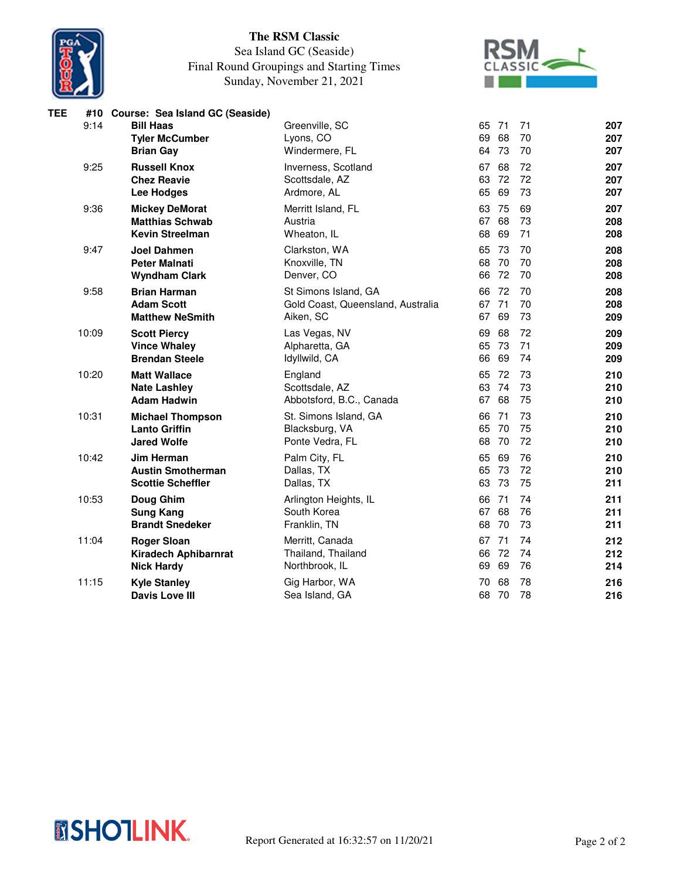# The RSM Classic

Sea Island GC (Seaside)
Final Round Groupings and Starting Times
Sunday, November 21, 2021

| TEE | Player | Location | R1 | R2 | R3 | Total |
|---|---|---|---|---|---|---|
| **#10** | **Course: Sea Island GC (Seaside)** | | | | | |
| 9:14 | **Bill Haas** | Greenville, SC | 65 | 71 | 71 | **207** |
| | **Tyler McCumber** | Lyons, CO | 69 | 68 | 70 | **207** |
| | **Brian Gay** | Windermere, FL | 64 | 73 | 70 | **207** |
| 9:25 | **Russell Knox** | Inverness, Scotland | 67 | 68 | 72 | **207** |
| | **Chez Reavie** | Scottsdale, AZ | 63 | 72 | 72 | **207** |
| | **Lee Hodges** | Ardmore, AL | 65 | 69 | 73 | **207** |
| 9:36 | **Mickey DeMorat** | Merritt Island, FL | 63 | 75 | 69 | **207** |
| | **Matthias Schwab** | Austria | 67 | 68 | 73 | **208** |
| | **Kevin Streelman** | Wheaton, IL | 68 | 69 | 71 | **208** |
| 9:47 | **Joel Dahmen** | Clarkston, WA | 65 | 73 | 70 | **208** |
| | **Peter Malnati** | Knoxville, TN | 68 | 70 | 70 | **208** |
| | **Wyndham Clark** | Denver, CO | 66 | 72 | 70 | **208** |
| 9:58 | **Brian Harman** | St Simons Island, GA | 66 | 72 | 70 | **208** |
| | **Adam Scott** | Gold Coast, Queensland, Australia | 67 | 71 | 70 | **208** |
| | **Matthew NeSmith** | Aiken, SC | 67 | 69 | 73 | **209** |
| 10:09 | **Scott Piercy** | Las Vegas, NV | 69 | 68 | 72 | **209** |
| | **Vince Whaley** | Alpharetta, GA | 65 | 73 | 71 | **209** |
| | **Brendan Steele** | Idyllwild, CA | 66 | 69 | 74 | **209** |
| 10:20 | **Matt Wallace** | England | 65 | 72 | 73 | **210** |
| | **Nate Lashley** | Scottsdale, AZ | 63 | 74 | 73 | **210** |
| | **Adam Hadwin** | Abbotsford, B.C., Canada | 67 | 68 | 75 | **210** |
| 10:31 | **Michael Thompson** | St. Simons Island, GA | 66 | 71 | 73 | **210** |
| | **Lanto Griffin** | Blacksburg, VA | 65 | 70 | 75 | **210** |
| | **Jared Wolfe** | Ponte Vedra, FL | 68 | 70 | 72 | **210** |
| 10:42 | **Jim Herman** | Palm City, FL | 65 | 69 | 76 | **210** |
| | **Austin Smotherman** | Dallas, TX | 65 | 73 | 72 | **210** |
| | **Scottie Scheffler** | Dallas, TX | 63 | 73 | 75 | **211** |
| 10:53 | **Doug Ghim** | Arlington Heights, IL | 66 | 71 | 74 | **211** |
| | **Sung Kang** | South Korea | 67 | 68 | 76 | **211** |
| | **Brandt Snedeker** | Franklin, TN | 68 | 70 | 73 | **211** |
| 11:04 | **Roger Sloan** | Merritt, Canada | 67 | 71 | 74 | **212** |
| | **Kiradech Aphibarnrat** | Thailand, Thailand | 66 | 72 | 74 | **212** |
| | **Nick Hardy** | Northbrook, IL | 69 | 69 | 76 | **214** |
| 11:15 | **Kyle Stanley** | Gig Harbor, WA | 70 | 68 | 78 | **216** |
| | **Davis Love III** | Sea Island, GA | 68 | 70 | 78 | **216** |

Report Generated at 16:32:57 on 11/20/21